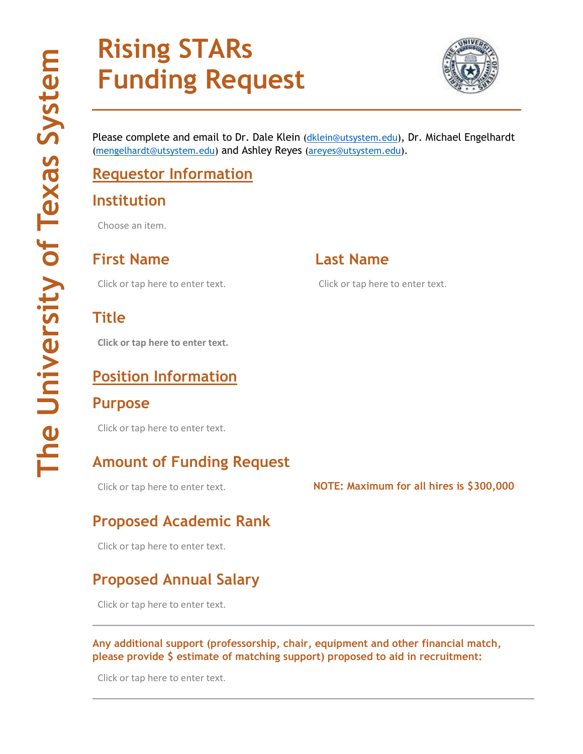# Rising STARs Funding Request

The University of Texas System

Please complete and email to Dr. Dale Klein (dklein@utsystem.edu), Dr. Michael Engelhardt (mengelhardt@utsystem.edu) and Ashley Reyes (areyes@utsystem.edu).

## Requestor Information

### Institution

Choose an item.

### First Name

Click or tap here to enter text.

### Last Name

Click or tap here to enter text.

### Title

**Click or tap here to enter text.**

## Position Information

### Purpose

Click or tap here to enter text.

### Amount of Funding Request

Click or tap here to enter text.

**NOTE: Maximum for all hires is $300,000**

### Proposed Academic Rank

Click or tap here to enter text.

### Proposed Annual Salary

Click or tap here to enter text.

---

**Any additional support (professorship, chair, equipment and other financial match, please provide $ estimate of matching support) proposed to aid in recruitment:**

Click or tap here to enter text.

---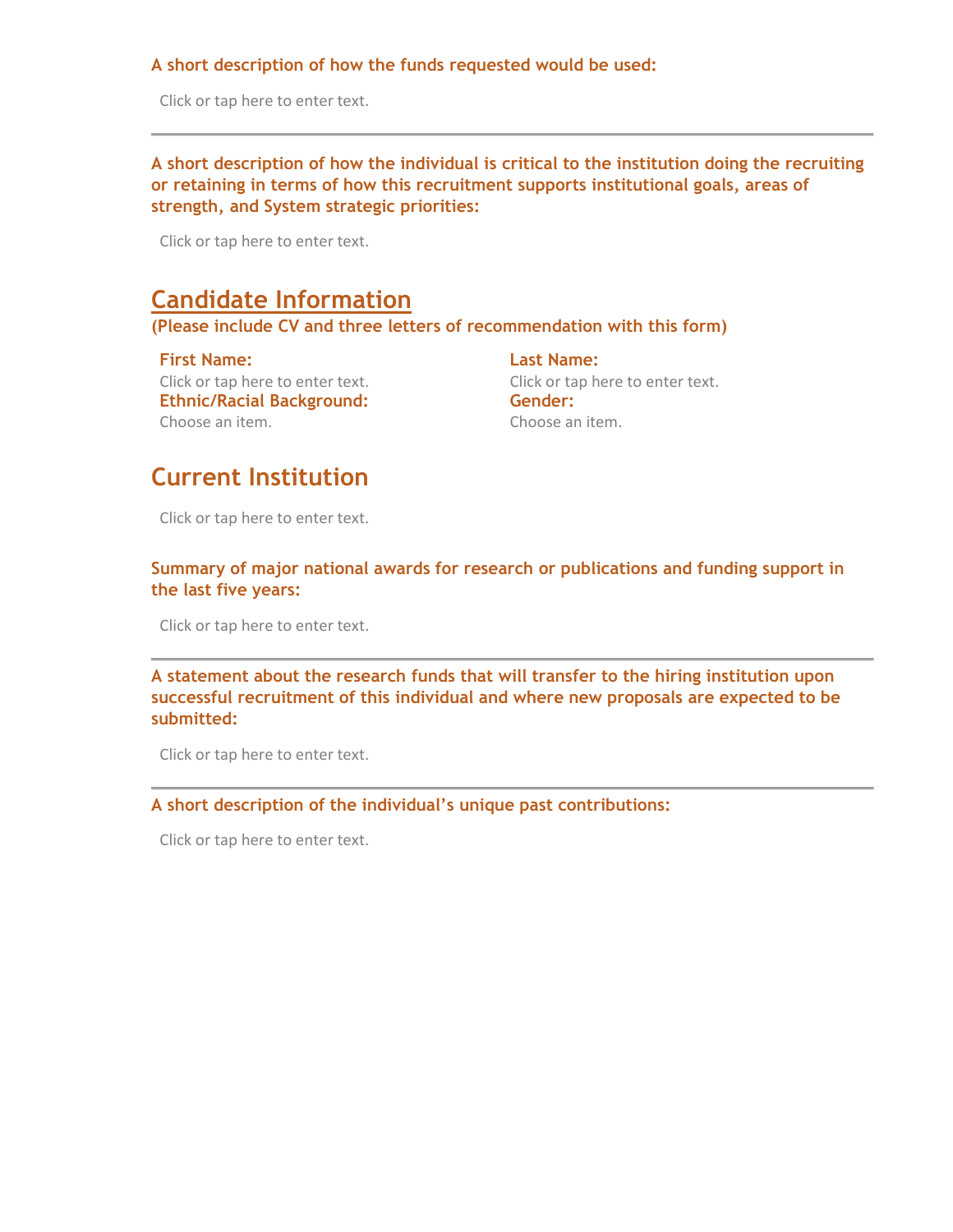**A short description of how the funds requested would be used:**

Click or tap here to enter text.

---

**A short description of how the individual is critical to the institution doing the recruiting or retaining in terms of how this recruitment supports institutional goals, areas of strength, and System strategic priorities:**

Click or tap here to enter text.

## Candidate Information

**(Please include CV and three letters of recommendation with this form)**

**First Name:**
Click or tap here to enter text.

**Last Name:**
Click or tap here to enter text.

**Ethnic/Racial Background:**
Choose an item.

**Gender:**
Choose an item.

## Current Institution

Click or tap here to enter text.

**Summary of major national awards for research or publications and funding support in the last five years:**

Click or tap here to enter text.

---

**A statement about the research funds that will transfer to the hiring institution upon successful recruitment of this individual and where new proposals are expected to be submitted:**

Click or tap here to enter text.

---

**A short description of the individual's unique past contributions:**

Click or tap here to enter text.